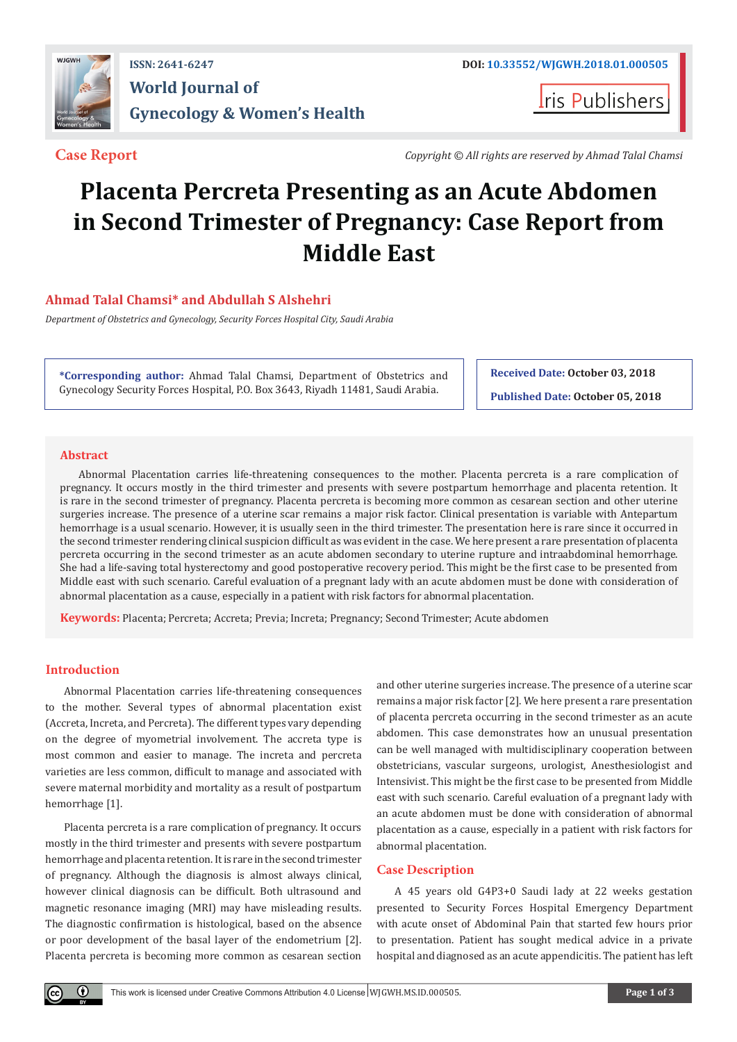ISSN: 2641-6247

DOI: 10.33552/WJGWH.2018.01.000505

World Journal of Gynecology & Women's Health

Iris Publishers

**Case Report**

*Copyright © All rights are reserved by Ahmad Talal Chamsi*

# Placenta Percreta Presenting as an Acute Abdomen in Second Trimester of Pregnancy: Case Report from Middle East

**Ahmad Talal Chamsi* and Abdullah S Alshehri**

*Department of Obstetrics and Gynecology, Security Forces Hospital City, Saudi Arabia*

***Corresponding author:** Ahmad Talal Chamsi, Department of Obstetrics and Gynecology Security Forces Hospital, P.O. Box 3643, Riyadh 11481, Saudi Arabia.

**Received Date:** October 03, 2018

**Published Date:** October 05, 2018

## Abstract

Abnormal Placentation carries life-threatening consequences to the mother. Placenta percreta is a rare complication of pregnancy. It occurs mostly in the third trimester and presents with severe postpartum hemorrhage and placenta retention. It is rare in the second trimester of pregnancy. Placenta percreta is becoming more common as cesarean section and other uterine surgeries increase. The presence of a uterine scar remains a major risk factor. Clinical presentation is variable with Antepartum hemorrhage is a usual scenario. However, it is usually seen in the third trimester. The presentation here is rare since it occurred in the second trimester rendering clinical suspicion difficult as was evident in the case. We here present a rare presentation of placenta percreta occurring in the second trimester as an acute abdomen secondary to uterine rupture and intraabdominal hemorrhage. She had a life-saving total hysterectomy and good postoperative recovery period. This might be the first case to be presented from Middle east with such scenario. Careful evaluation of a pregnant lady with an acute abdomen must be done with consideration of abnormal placentation as a cause, especially in a patient with risk factors for abnormal placentation.

**Keywords:** Placenta; Percreta; Accreta; Previa; Increta; Pregnancy; Second Trimester; Acute abdomen

## Introduction

Abnormal Placentation carries life-threatening consequences to the mother. Several types of abnormal placentation exist (Accreta, Increta, and Percreta). The different types vary depending on the degree of myometrial involvement. The accreta type is most common and easier to manage. The increta and percreta varieties are less common, difficult to manage and associated with severe maternal morbidity and mortality as a result of postpartum hemorrhage [1].

Placenta percreta is a rare complication of pregnancy. It occurs mostly in the third trimester and presents with severe postpartum hemorrhage and placenta retention. It is rare in the second trimester of pregnancy. Although the diagnosis is almost always clinical, however clinical diagnosis can be difficult. Both ultrasound and magnetic resonance imaging (MRI) may have misleading results. The diagnostic confirmation is histological, based on the absence or poor development of the basal layer of the endometrium [2]. Placenta percreta is becoming more common as cesarean section and other uterine surgeries increase. The presence of a uterine scar remains a major risk factor [2]. We here present a rare presentation of placenta percreta occurring in the second trimester as an acute abdomen. This case demonstrates how an unusual presentation can be well managed with multidisciplinary cooperation between obstetricians, vascular surgeons, urologist, Anesthesiologist and Intensivist. This might be the first case to be presented from Middle east with such scenario. Careful evaluation of a pregnant lady with an acute abdomen must be done with consideration of abnormal placentation as a cause, especially in a patient with risk factors for abnormal placentation.

## Case Description

A 45 years old G4P3+0 Saudi lady at 22 weeks gestation presented to Security Forces Hospital Emergency Department with acute onset of Abdominal Pain that started few hours prior to presentation. Patient has sought medical advice in a private hospital and diagnosed as an acute appendicitis. The patient has left

This work is licensed under Creative Commons Attribution 4.0 License | WJGWH.MS.ID.000505.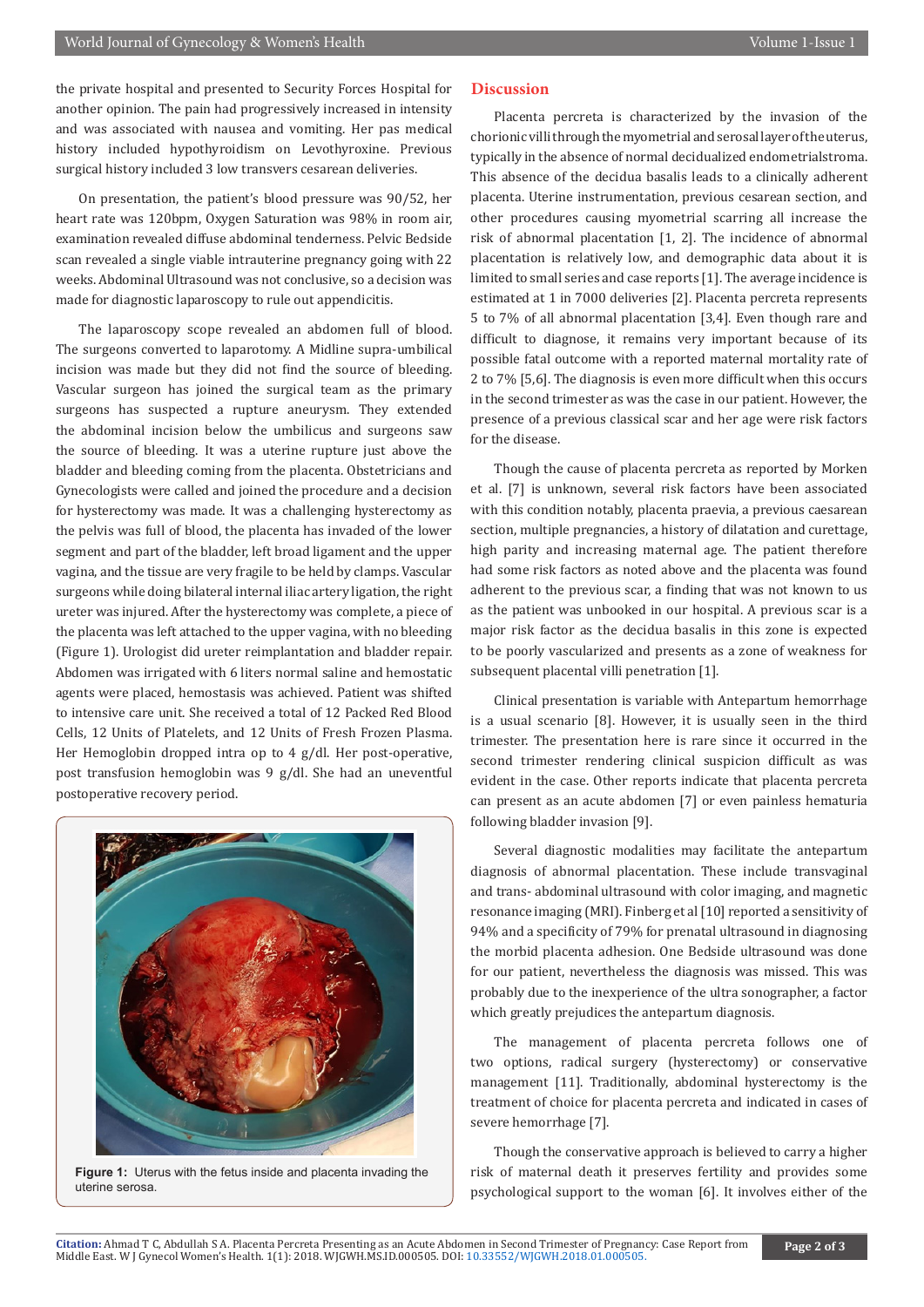the private hospital and presented to Security Forces Hospital for another opinion. The pain had progressively increased in intensity and was associated with nausea and vomiting. Her pas medical history included hypothyroidism on Levothyroxine. Previous surgical history included 3 low transvers cesarean deliveries.

On presentation, the patient's blood pressure was 90/52, her heart rate was 120bpm, Oxygen Saturation was 98% in room air, examination revealed diffuse abdominal tenderness. Pelvic Bedside scan revealed a single viable intrauterine pregnancy going with 22 weeks. Abdominal Ultrasound was not conclusive, so a decision was made for diagnostic laparoscopy to rule out appendicitis.

The laparoscopy scope revealed an abdomen full of blood. The surgeons converted to laparotomy. A Midline supra-umbilical incision was made but they did not find the source of bleeding. Vascular surgeon has joined the surgical team as the primary surgeons has suspected a rupture aneurysm. They extended the abdominal incision below the umbilicus and surgeons saw the source of bleeding. It was a uterine rupture just above the bladder and bleeding coming from the placenta. Obstetricians and Gynecologists were called and joined the procedure and a decision for hysterectomy was made. It was a challenging hysterectomy as the pelvis was full of blood, the placenta has invaded of the lower segment and part of the bladder, left broad ligament and the upper vagina, and the tissue are very fragile to be held by clamps. Vascular surgeons while doing bilateral internal iliac artery ligation, the right ureter was injured. After the hysterectomy was complete, a piece of the placenta was left attached to the upper vagina, with no bleeding (Figure 1). Urologist did ureter reimplantation and bladder repair. Abdomen was irrigated with 6 liters normal saline and hemostatic agents were placed, hemostasis was achieved. Patient was shifted to intensive care unit. She received a total of 12 Packed Red Blood Cells, 12 Units of Platelets, and 12 Units of Fresh Frozen Plasma. Her Hemoglobin dropped intra op to 4 g/dl. Her post-operative, post transfusion hemoglobin was 9 g/dl. She had an uneventful postoperative recovery period.

**Figure 1:** Uterus with the fetus inside and placenta invading the uterine serosa.

## Discussion

Placenta percreta is characterized by the invasion of the chorionic villi through the myometrial and serosal layer of the uterus, typically in the absence of normal decidualized endometrial stroma. This absence of the decidua basalis leads to a clinically adherent placenta. Uterine instrumentation, previous cesarean section, and other procedures causing myometrial scarring all increase the risk of abnormal placentation [1, 2]. The incidence of abnormal placentation is relatively low, and demographic data about it is limited to small series and case reports [1]. The average incidence is estimated at 1 in 7000 deliveries [2]. Placenta percreta represents 5 to 7% of all abnormal placentation [3,4]. Even though rare and difficult to diagnose, it remains very important because of its possible fatal outcome with a reported maternal mortality rate of 2 to 7% [5,6]. The diagnosis is even more difficult when this occurs in the second trimester as was the case in our patient. However, the presence of a previous classical scar and her age were risk factors for the disease.

Though the cause of placenta percreta as reported by Morken et al. [7] is unknown, several risk factors have been associated with this condition notably, placenta praevia, a previous caesarean section, multiple pregnancies, a history of dilatation and curettage, high parity and increasing maternal age. The patient therefore had some risk factors as noted above and the placenta was found adherent to the previous scar, a finding that was not known to us as the patient was unbooked in our hospital. A previous scar is a major risk factor as the decidua basalis in this zone is expected to be poorly vascularized and presents as a zone of weakness for subsequent placental villi penetration [1].

Clinical presentation is variable with Antepartum hemorrhage is a usual scenario [8]. However, it is usually seen in the third trimester. The presentation here is rare since it occurred in the second trimester rendering clinical suspicion difficult as was evident in the case. Other reports indicate that placenta percreta can present as an acute abdomen [7] or even painless hematuria following bladder invasion [9].

Several diagnostic modalities may facilitate the antepartum diagnosis of abnormal placentation. These include transvaginal and trans- abdominal ultrasound with color imaging, and magnetic resonance imaging (MRI). Finberg et al [10] reported a sensitivity of 94% and a specificity of 79% for prenatal ultrasound in diagnosing the morbid placenta adhesion. One Bedside ultrasound was done for our patient, nevertheless the diagnosis was missed. This was probably due to the inexperience of the ultra sonographer, a factor which greatly prejudices the antepartum diagnosis.

The management of placenta percreta follows one of two options, radical surgery (hysterectomy) or conservative management [11]. Traditionally, abdominal hysterectomy is the treatment of choice for placenta percreta and indicated in cases of severe hemorrhage [7].

Though the conservative approach is believed to carry a higher risk of maternal death it preserves fertility and provides some psychological support to the woman [6]. It involves either of the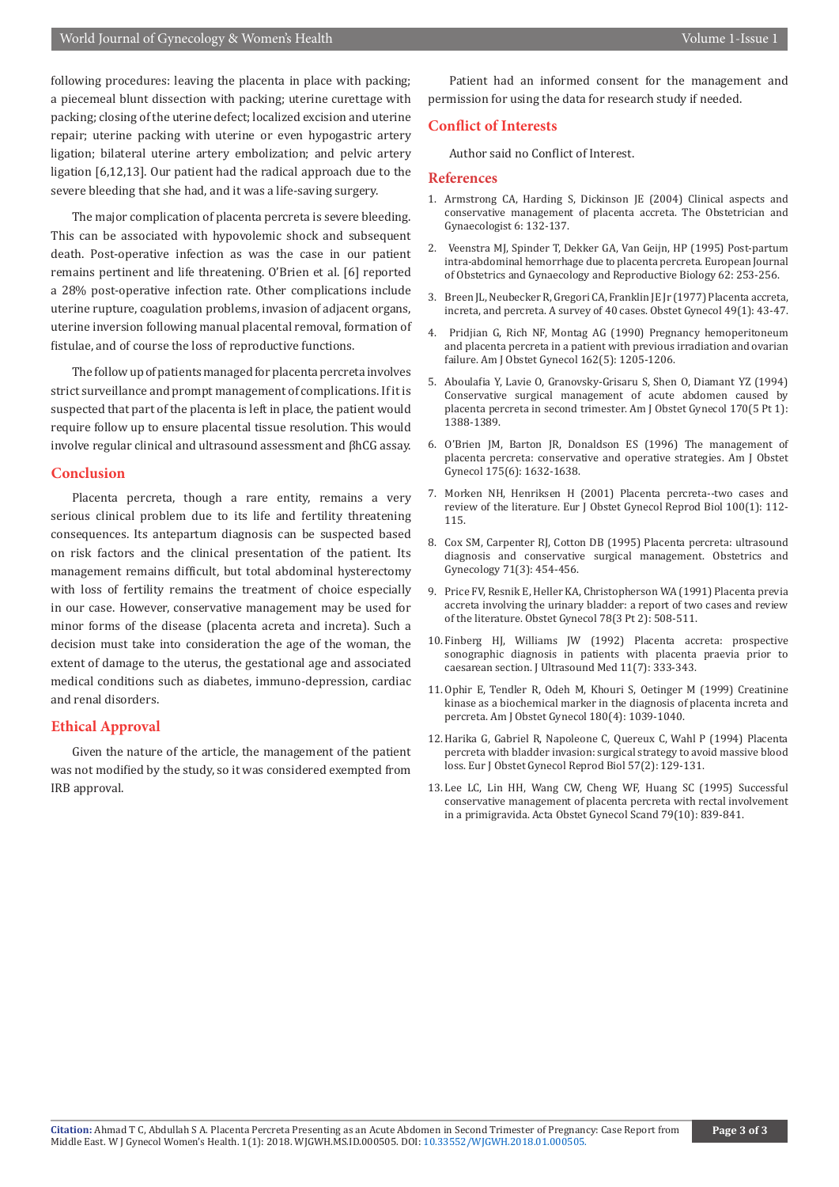following procedures: leaving the placenta in place with packing; a piecemeal blunt dissection with packing; uterine curettage with packing; closing of the uterine defect; localized excision and uterine repair; uterine packing with uterine or even hypogastric artery ligation; bilateral uterine artery embolization; and pelvic artery ligation [6,12,13]. Our patient had the radical approach due to the severe bleeding that she had, and it was a life-saving surgery.

The major complication of placenta percreta is severe bleeding. This can be associated with hypovolemic shock and subsequent death. Post-operative infection as was the case in our patient remains pertinent and life threatening. O'Brien et al. [6] reported a 28% post-operative infection rate. Other complications include uterine rupture, coagulation problems, invasion of adjacent organs, uterine inversion following manual placental removal, formation of fistulae, and of course the loss of reproductive functions.

The follow up of patients managed for placenta percreta involves strict surveillance and prompt management of complications. If it is suspected that part of the placenta is left in place, the patient would require follow up to ensure placental tissue resolution. This would involve regular clinical and ultrasound assessment and βhCG assay.

## Conclusion

Placenta percreta, though a rare entity, remains a very serious clinical problem due to its life and fertility threatening consequences. Its antepartum diagnosis can be suspected based on risk factors and the clinical presentation of the patient. Its management remains difficult, but total abdominal hysterectomy with loss of fertility remains the treatment of choice especially in our case. However, conservative management may be used for minor forms of the disease (placenta acreta and increta). Such a decision must take into consideration the age of the woman, the extent of damage to the uterus, the gestational age and associated medical conditions such as diabetes, immuno-depression, cardiac and renal disorders.

## Ethical Approval

Given the nature of the article, the management of the patient was not modified by the study, so it was considered exempted from IRB approval.

Patient had an informed consent for the management and permission for using the data for research study if needed.

## Conflict of Interests

Author said no Conflict of Interest.

## References

1. Armstrong CA, Harding S, Dickinson JE (2004) Clinical aspects and conservative management of placenta accreta. The Obstetrician and Gynaecologist 6: 132-137.
2. Veenstra MJ, Spinder T, Dekker GA, Van Geijn, HP (1995) Post-partum intra-abdominal hemorrhage due to placenta percreta. European Journal of Obstetrics and Gynaecology and Reproductive Biology 62: 253-256.
3. Breen JL, Neubecker R, Gregori CA, Franklin JE Jr (1977) Placenta accreta, increta, and percreta. A survey of 40 cases. Obstet Gynecol 49(1): 43-47.
4. Pridjian G, Rich NF, Montag AG (1990) Pregnancy hemoperitoneum and placenta percreta in a patient with previous irradiation and ovarian failure. Am J Obstet Gynecol 162(5): 1205-1206.
5. Aboulafia Y, Lavie O, Granovsky-Grisaru S, Shen O, Diamant YZ (1994) Conservative surgical management of acute abdomen caused by placenta percreta in second trimester. Am J Obstet Gynecol 170(5 Pt 1): 1388-1389.
6. O'Brien JM, Barton JR, Donaldson ES (1996) The management of placenta percreta: conservative and operative strategies. Am J Obstet Gynecol 175(6): 1632-1638.
7. Morken NH, Henriksen H (2001) Placenta percreta--two cases and review of the literature. Eur J Obstet Gynecol Reprod Biol 100(1): 112-115.
8. Cox SM, Carpenter RJ, Cotton DB (1995) Placenta percreta: ultrasound diagnosis and conservative surgical management. Obstetrics and Gynecology 71(3): 454-456.
9. Price FV, Resnik E, Heller KA, Christopherson WA (1991) Placenta previa accreta involving the urinary bladder: a report of two cases and review of the literature. Obstet Gynecol 78(3 Pt 2): 508-511.
10. Finberg HJ, Williams JW (1992) Placenta accreta: prospective sonographic diagnosis in patients with placenta praevia prior to caesarean section. J Ultrasound Med 11(7): 333-343.
11. Ophir E, Tendler R, Odeh M, Khouri S, Oetinger M (1999) Creatinine kinase as a biochemical marker in the diagnosis of placenta increta and percreta. Am J Obstet Gynecol 180(4): 1039-1040.
12. Harika G, Gabriel R, Napoleone C, Quereux C, Wahl P (1994) Placenta percreta with bladder invasion: surgical strategy to avoid massive blood loss. Eur J Obstet Gynecol Reprod Biol 57(2): 129-131.
13. Lee LC, Lin HH, Wang CW, Cheng WF, Huang SC (1995) Successful conservative management of placenta percreta with rectal involvement in a primigravida. Acta Obstet Gynecol Scand 79(10): 839-841.

**Citation:** Ahmad T C, Abdullah S A. Placenta Percreta Presenting as an Acute Abdomen in Second Trimester of Pregnancy: Case Report from Middle East. W J Gynecol Women's Health. 1(1): 2018. WJGWH.MS.ID.000505. DOI: 10.33552/WJGWH.2018.01.000505.